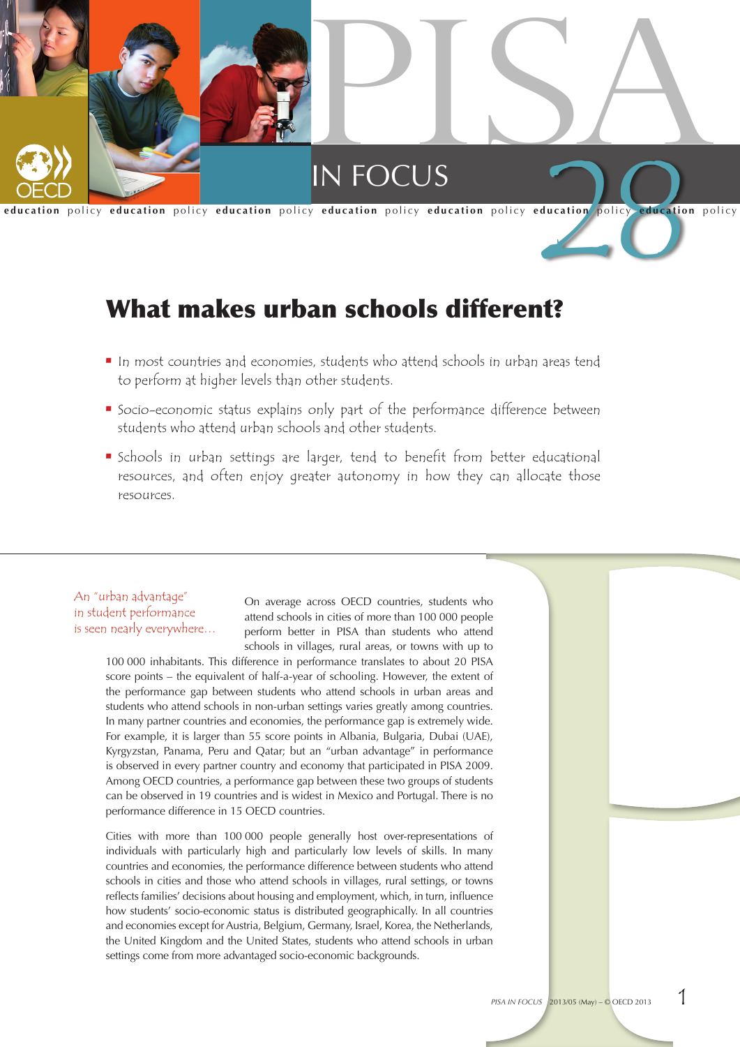# What makes urban schools different?

- In most countries and economies, students who attend schools in urban areas tend to perform at higher levels than other students.
- Socio-economic status explains only part of the performance difference between students who attend urban schools and other students.
- Schools in urban settings are larger, tend to benefit from better educational resources, and often enjoy greater autonomy in how they can allocate those resources.

*An "urban advantage" in student performance is seen nearly everywhere…*

On average across OECD countries, students who attend schools in cities of more than 100 000 people perform better in PISA than students who attend schools in villages, rural areas, or towns with up to 100 000 inhabitants. This difference in performance translates to about 20 PISA score points – the equivalent of half-a-year of schooling. However, the extent of the performance gap between students who attend schools in urban areas and students who attend schools in non-urban settings varies greatly among countries. In many partner countries and economies, the performance gap is extremely wide. For example, it is larger than 55 score points in Albania, Bulgaria, Dubai (UAE), Kyrgyzstan, Panama, Peru and Qatar; but an "urban advantage" in performance is observed in every partner country and economy that participated in PISA 2009. Among OECD countries, a performance gap between these two groups of students can be observed in 19 countries and is widest in Mexico and Portugal. There is no performance difference in 15 OECD countries.

Cities with more than 100 000 people generally host over-representations of individuals with particularly high and particularly low levels of skills. In many countries and economies, the performance difference between students who attend schools in cities and those who attend schools in villages, rural settings, or towns reflects families' decisions about housing and employment, which, in turn, influence how students' socio-economic status is distributed geographically. In all countries and economies except for Austria, Belgium, Germany, Israel, Korea, the Netherlands, the United Kingdom and the United States, students who attend schools in urban settings come from more advantaged socio-economic backgrounds.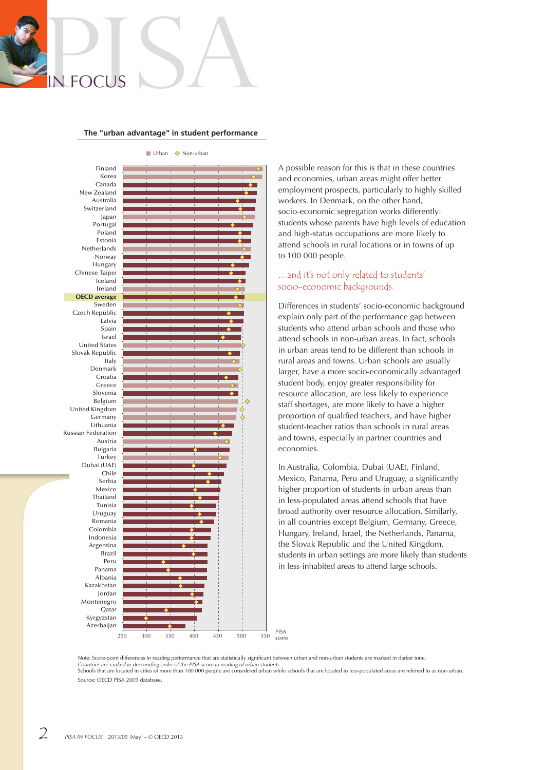**The "urban advantage" in student performance**

Urban ◇ Non-urban

Countries/economies (in chart order): Finland, Korea, Canada, New Zealand, Australia, Switzerland, Japan, Portugal, Poland, Estonia, Netherlands, Norway, Hungary, Chinese Taipei, Iceland, Ireland, **OECD average**, Sweden, Czech Republic, Latvia, Spain, Israel, United States, Slovak Republic, Italy, Denmark, Croatia, Greece, Slovenia, Belgium, United Kingdom, Germany, Lithuania, Russian Federation, Austria, Bulgaria, Turkey, Dubai (UAE), Chile, Serbia, Mexico, Thailand, Tunisia, Uruguay, Romania, Colombia, Indonesia, Argentina, Brazil, Peru, Panama, Albania, Kazakhstan, Jordan, Montenegro, Qatar, Kyrgyzstan, Azerbaijan

PISA score: 250 300 350 400 450 500 550

Note: Score-point differences in reading performance that are statistically significant between urban and non-urban students are marked in darker tone.
*Countries are ranked in descending order of the PISA score in reading of urban students.*
Schools that are located in cities of more than 100 000 people are considered urban while schools that are located in less-populated areas are referred to as non-urban.
Source: OECD PISA 2009 database.

A possible reason for this is that in these countries and economies, urban areas might offer better employment prospects, particularly to highly skilled workers. In Denmark, on the other hand, socio-economic segregation works differently: students whose parents have high levels of education and high-status occupations are more likely to attend schools in rural locations or in towns of up to 100 000 people.

## …and it's not only related to students' socio-economic backgrounds.

Differences in students' socio-economic background explain only part of the performance gap between students who attend urban schools and those who attend schools in non-urban areas. In fact, schools in urban areas tend to be different than schools in rural areas and towns. Urban schools are usually larger, have a more socio-economically advantaged student body, enjoy greater responsibility for resource allocation, are less likely to experience staff shortages, are more likely to have a higher proportion of qualified teachers, and have higher student-teacher ratios than schools in rural areas and towns, especially in partner countries and economies.

In Australia, Colombia, Dubai (UAE), Finland, Mexico, Panama, Peru and Uruguay, a significantly higher proportion of students in urban areas than in less-populated areas attend schools that have broad authority over resource allocation. Similarly, in all countries except Belgium, Germany, Greece, Hungary, Ireland, the Netherlands, Panama, the Slovak Republic and the United Kingdom, students in urban settings are more likely than students in less-inhabited areas to attend large schools.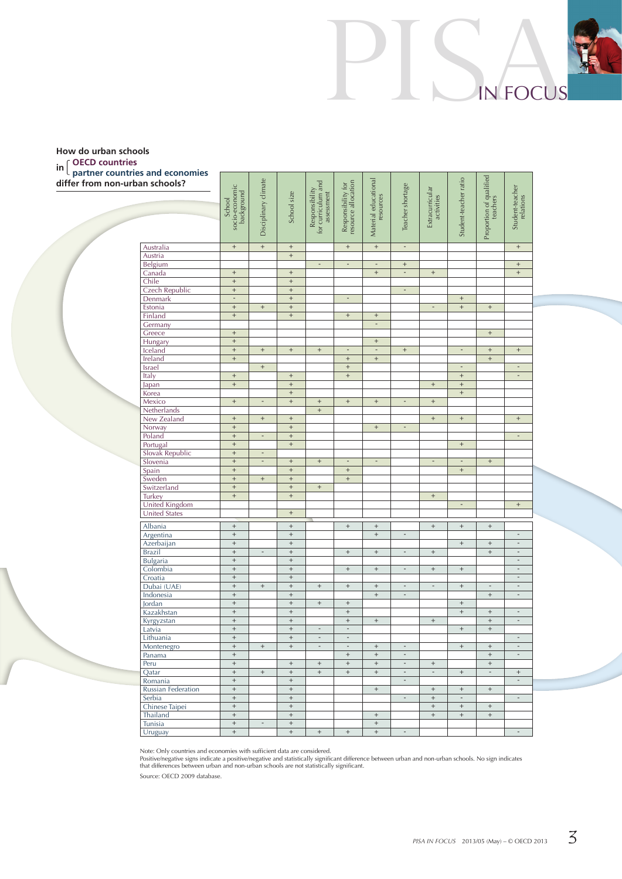**How do urban schools in OECD countries / partner countries and economies differ from non-urban schools?**

| | School socio-economic background | Disciplinary climate | School size | Responsibility for curriculum and assessment | Responsibility for resource allocation | Material educational resources | Teacher shortage | Extracurricular activities | Student-teacher ratio | Proportion of qualified teachers | Student-teacher relations |
|---|---|---|---|---|---|---|---|---|---|---|---|
| **OECD countries** | | | | | | | | | | | |
| Australia | + | + | + | | + | + | - | | | | + |
| Austria | | | + | | | | | | | | |
| Belgium | | | | - | - | - | + | | | | + |
| Canada | + | | + | | | + | - | + | | | + |
| Chile | + | | + | | | | | | | | |
| Czech Republic | + | | + | | | | - | | | | |
| Denmark | - | | + | | - | | | | + | | |
| Estonia | + | + | + | | | | | - | + | + | |
| Finland | + | | + | | + | + | | | | | |
| Germany | | | | | | - | | | | | |
| Greece | + | | | | | | | | | + | |
| Hungary | + | | | | | + | | | | | |
| Iceland | + | + | + | + | - | - | + | | - | + | + |
| Ireland | + | | | | + | + | | | | + | |
| Israel | | + | | | + | | | | - | | - |
| Italy | + | | + | | + | | | | + | | - |
| Japan | + | | + | | | | | + | + | | |
| Korea | | | + | | | | | | + | | |
| Mexico | + | - | + | + | + | + | - | + | | | |
| Netherlands | | | | + | | | | | | | |
| New Zealand | + | + | + | | | | | + | + | | + |
| Norway | + | | + | | | + | - | | | | |
| Poland | + | - | + | | | | | | | | - |
| Portugal | + | | + | | | | | | + | | |
| Slovak Republic | + | - | | | | | | | | | |
| Slovenia | + | - | + | + | - | - | | - | - | + | |
| Spain | + | | + | | + | | | | + | | |
| Sweden | + | + | + | | + | | | | | | |
| Switzerland | + | | + | + | | | | | | | |
| Turkey | + | | + | | | | | + | | | |
| United Kingdom | | | | | | | | | - | | + |
| United States | | | + | | | | | | | | |
| **Partner countries and economies** | | | | | | | | | | | |
| Albania | + | | + | | + | + | | + | + | + | |
| Argentina | + | | + | | | + | - | | | | - |
| Azerbaijan | + | | + | | | | | | + | + | - |
| Brazil | + | - | + | | + | + | - | + | | + | - |
| Bulgaria | + | | + | | | | | | | | - |
| Colombia | + | | + | | + | + | - | + | + | | - |
| Croatia | + | | + | | | | | | | | - |
| Dubai (UAE) | + | + | + | + | + | + | - | - | + | - | - |
| Indonesia | + | | + | | | + | - | | | + | - |
| Jordan | + | | + | + | + | | | | + | | |
| Kazakhstan | + | | + | | + | | | | + | + | - |
| Kyrgyzstan | + | | + | | + | + | | + | | + | - |
| Latvia | + | | + | - | - | | | | + | + | |
| Lithuania | + | | + | - | - | | | | | | - |
| Montenegro | + | + | + | - | - | + | - | | + | + | - |
| Panama | + | | | | + | + | - | | | + | - |
| Peru | + | | + | + | + | + | - | + | | + | |
| Qatar | + | + | + | + | + | + | - | - | + | - | + |
| Romania | + | | + | | | | - | | | | - |
| Russian Federation | + | | + | | | + | | + | + | + | |
| Serbia | + | | + | | | | - | + | - | | - |
| Chinese Taipei | + | | + | | | | | + | + | + | |
| Thailand | + | | + | | | + | | + | + | + | |
| Tunisia | + | - | + | | | + | | | | | |
| Uruguay | + | | + | + | + | + | - | | | | - |

Note: Only countries and economies with sufficient data are considered.
Positive/negative signs indicate a positive/negative and statistically significant difference between urban and non-urban schools. No sign indicates that differences between urban and non-urban schools are not statistically significant.

Source: OECD 2009 database.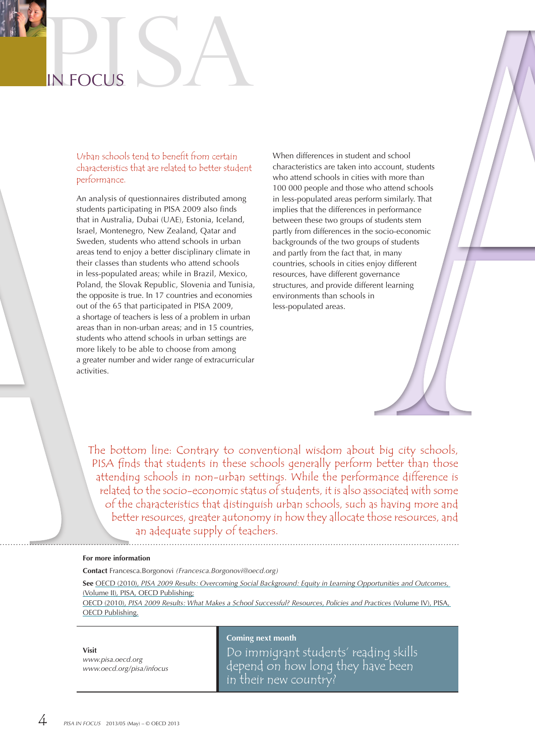*Urban schools tend to benefit from certain characteristics that are related to better student performance.*

An analysis of questionnaires distributed among students participating in PISA 2009 also finds that in Australia, Dubai (UAE), Estonia, Iceland, Israel, Montenegro, New Zealand, Qatar and Sweden, students who attend schools in urban areas tend to enjoy a better disciplinary climate in their classes than students who attend schools in less-populated areas; while in Brazil, Mexico, Poland, the Slovak Republic, Slovenia and Tunisia, the opposite is true. In 17 countries and economies out of the 65 that participated in PISA 2009, a shortage of teachers is less of a problem in urban areas than in non-urban areas; and in 15 countries, students who attend schools in urban settings are more likely to be able to choose from among a greater number and wider range of extracurricular activities.

When differences in student and school characteristics are taken into account, students who attend schools in cities with more than 100 000 people and those who attend schools in less-populated areas perform similarly. That implies that the differences in performance between these two groups of students stem partly from differences in the socio-economic backgrounds of the two groups of students and partly from the fact that, in many countries, schools in cities enjoy different resources, have different governance structures, and provide different learning environments than schools in less-populated areas.

*The bottom line: Contrary to conventional wisdom about big city schools, PISA finds that students in these schools generally perform better than those attending schools in non-urban settings. While the performance difference is related to the socio-economic status of students, it is also associated with some of the characteristics that distinguish urban schools, such as having more and better resources, greater autonomy in how they allocate those resources, and an adequate supply of teachers.*

**For more information**

**Contact** Francesca.Borgonovi *(Francesca.Borgonovi@oecd.org)*

**See** OECD (2010), *PISA 2009 Results: Overcoming Social Background: Equity in Learning Opportunities and Outcomes,* (Volume II), PISA, OECD Publishing;

OECD (2010), *PISA 2009 Results: What Makes a School Successful? Resources, Policies and Practices* (Volume IV), PISA, OECD Publishing.

**Visit**
*www.pisa.oecd.org*
*www.oecd.org/pisa/infocus*

**Coming next month**

Do immigrant students' reading skills depend on how long they have been in their new country?